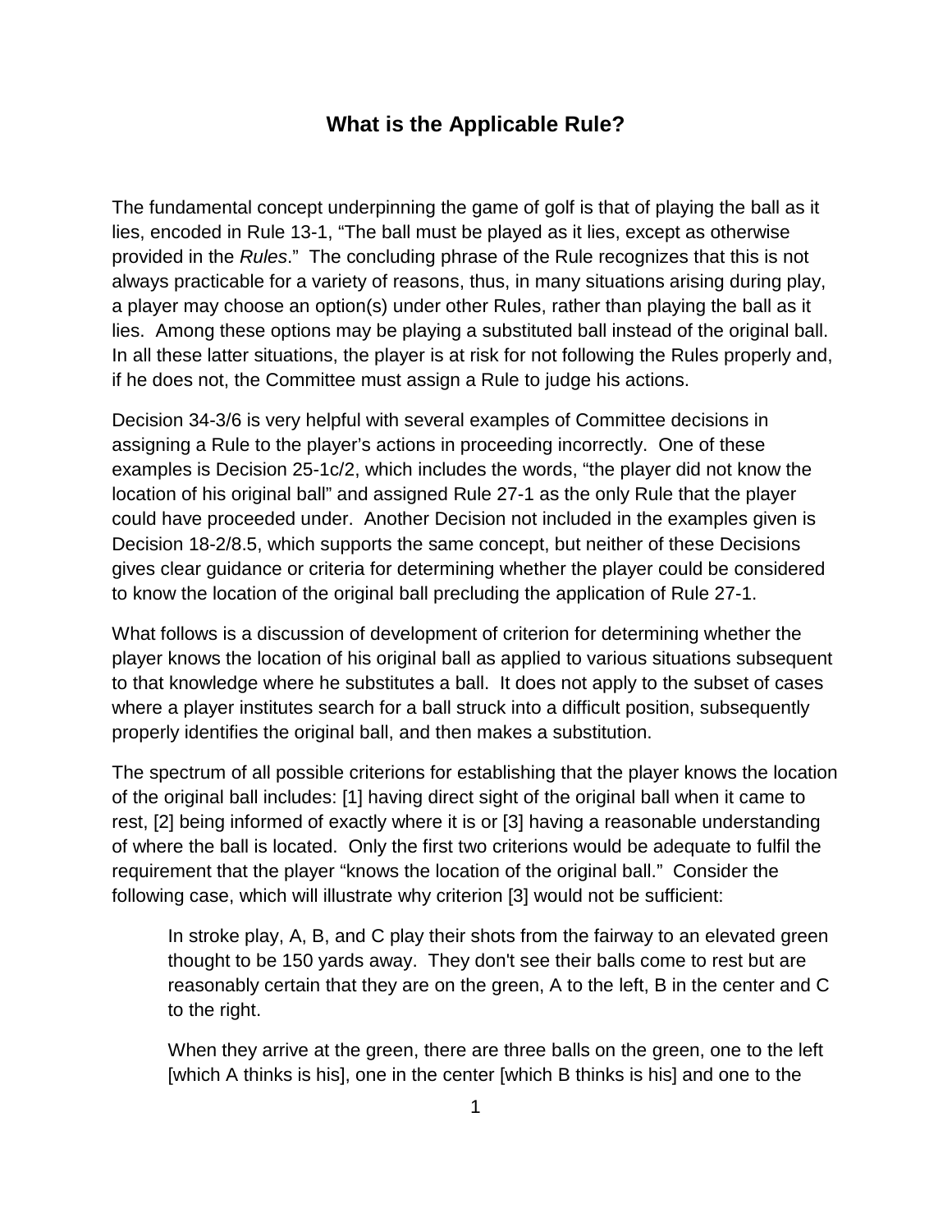# What is the Applicable Rule?

The fundamental concept underpinning the game of golf is that of playing the ball as it lies, encoded in Rule 13-1, “The ball must be played as it lies, except as otherwise provided in the *Rules*.” The concluding phrase of the Rule recognizes that this is not always practicable for a variety of reasons, thus, in many situations arising during play, a player may choose an option(s) under other Rules, rather than playing the ball as it lies. Among these options may be playing a substituted ball instead of the original ball. In all these latter situations, the player is at risk for not following the Rules properly and, if he does not, the Committee must assign a Rule to judge his actions.

Decision 34-3/6 is very helpful with several examples of Committee decisions in assigning a Rule to the player’s actions in proceeding incorrectly. One of these examples is Decision 25-1c/2, which includes the words, “the player did not know the location of his original ball” and assigned Rule 27-1 as the only Rule that the player could have proceeded under. Another Decision not included in the examples given is Decision 18-2/8.5, which supports the same concept, but neither of these Decisions gives clear guidance or criteria for determining whether the player could be considered to know the location of the original ball precluding the application of Rule 27-1.

What follows is a discussion of development of criterion for determining whether the player knows the location of his original ball as applied to various situations subsequent to that knowledge where he substitutes a ball. It does not apply to the subset of cases where a player institutes search for a ball struck into a difficult position, subsequently properly identifies the original ball, and then makes a substitution.

The spectrum of all possible criterions for establishing that the player knows the location of the original ball includes: [1] having direct sight of the original ball when it came to rest, [2] being informed of exactly where it is or [3] having a reasonable understanding of where the ball is located. Only the first two criterions would be adequate to fulfil the requirement that the player “knows the location of the original ball.” Consider the following case, which will illustrate why criterion [3] would not be sufficient:

> In stroke play, A, B, and C play their shots from the fairway to an elevated green thought to be 150 yards away. They don't see their balls come to rest but are reasonably certain that they are on the green, A to the left, B in the center and C to the right.
>
> When they arrive at the green, there are three balls on the green, one to the left [which A thinks is his], one in the center [which B thinks is his] and one to the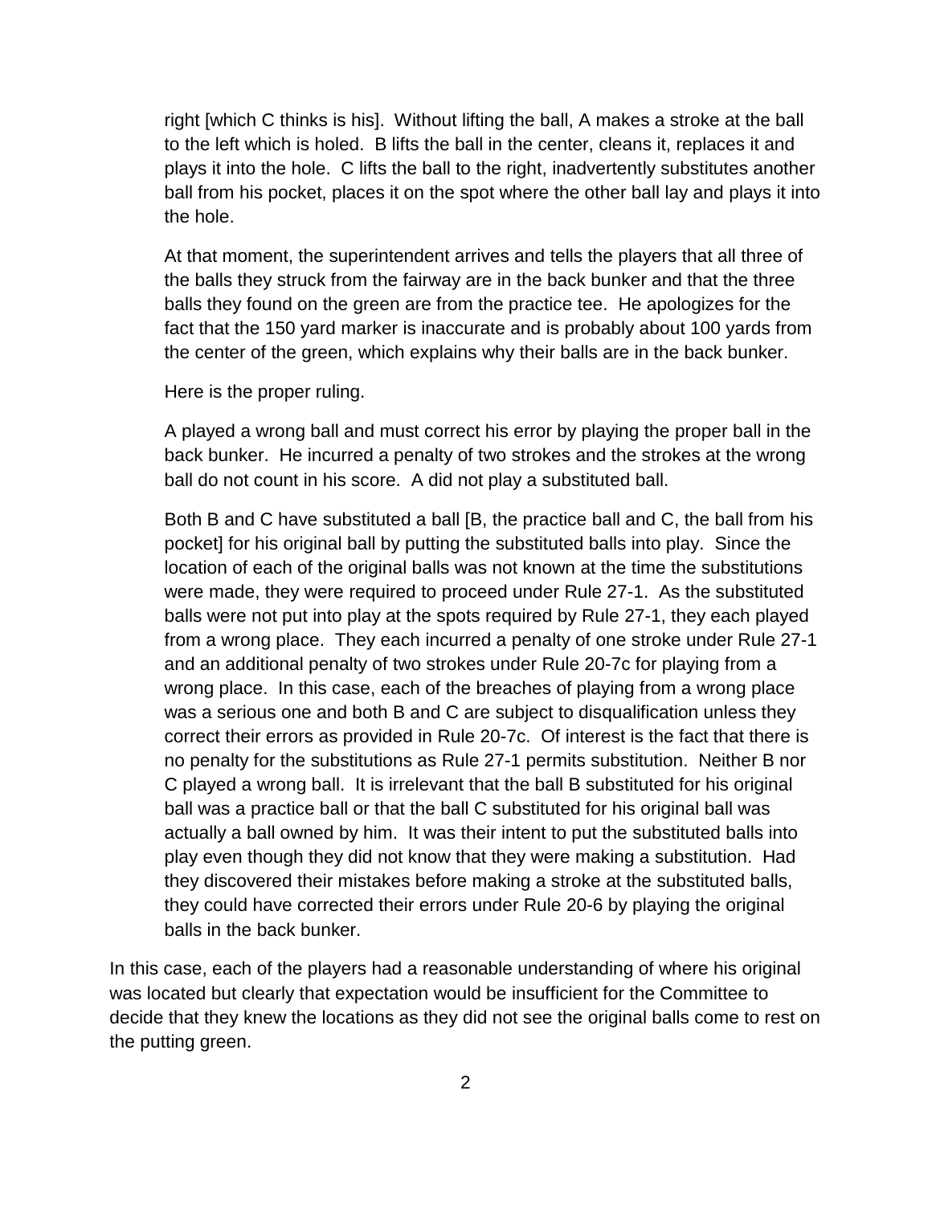right [which C thinks is his]. Without lifting the ball, A makes a stroke at the ball to the left which is holed. B lifts the ball in the center, cleans it, replaces it and plays it into the hole. C lifts the ball to the right, inadvertently substitutes another ball from his pocket, places it on the spot where the other ball lay and plays it into the hole.

At that moment, the superintendent arrives and tells the players that all three of the balls they struck from the fairway are in the back bunker and that the three balls they found on the green are from the practice tee. He apologizes for the fact that the 150 yard marker is inaccurate and is probably about 100 yards from the center of the green, which explains why their balls are in the back bunker.

Here is the proper ruling.

A played a wrong ball and must correct his error by playing the proper ball in the back bunker. He incurred a penalty of two strokes and the strokes at the wrong ball do not count in his score. A did not play a substituted ball.

Both B and C have substituted a ball [B, the practice ball and C, the ball from his pocket] for his original ball by putting the substituted balls into play. Since the location of each of the original balls was not known at the time the substitutions were made, they were required to proceed under Rule 27-1. As the substituted balls were not put into play at the spots required by Rule 27-1, they each played from a wrong place. They each incurred a penalty of one stroke under Rule 27-1 and an additional penalty of two strokes under Rule 20-7c for playing from a wrong place. In this case, each of the breaches of playing from a wrong place was a serious one and both B and C are subject to disqualification unless they correct their errors as provided in Rule 20-7c. Of interest is the fact that there is no penalty for the substitutions as Rule 27-1 permits substitution. Neither B nor C played a wrong ball. It is irrelevant that the ball B substituted for his original ball was a practice ball or that the ball C substituted for his original ball was actually a ball owned by him. It was their intent to put the substituted balls into play even though they did not know that they were making a substitution. Had they discovered their mistakes before making a stroke at the substituted balls, they could have corrected their errors under Rule 20-6 by playing the original balls in the back bunker.

In this case, each of the players had a reasonable understanding of where his original was located but clearly that expectation would be insufficient for the Committee to decide that they knew the locations as they did not see the original balls come to rest on the putting green.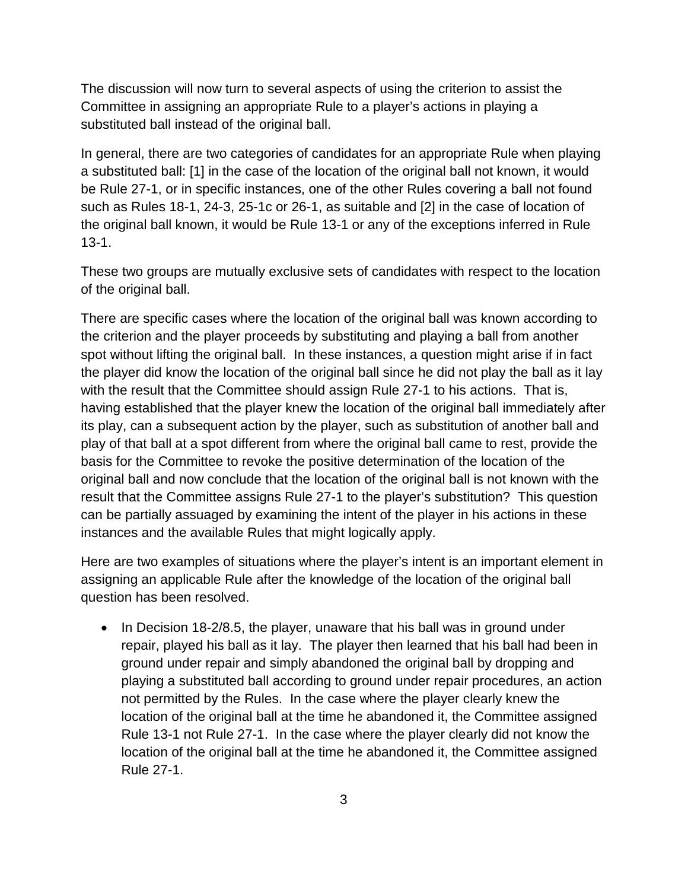The discussion will now turn to several aspects of using the criterion to assist the Committee in assigning an appropriate Rule to a player's actions in playing a substituted ball instead of the original ball.

In general, there are two categories of candidates for an appropriate Rule when playing a substituted ball: [1] in the case of the location of the original ball not known, it would be Rule 27-1, or in specific instances, one of the other Rules covering a ball not found such as Rules 18-1, 24-3, 25-1c or 26-1, as suitable and [2] in the case of location of the original ball known, it would be Rule 13-1 or any of the exceptions inferred in Rule 13-1.

These two groups are mutually exclusive sets of candidates with respect to the location of the original ball.

There are specific cases where the location of the original ball was known according to the criterion and the player proceeds by substituting and playing a ball from another spot without lifting the original ball. In these instances, a question might arise if in fact the player did know the location of the original ball since he did not play the ball as it lay with the result that the Committee should assign Rule 27-1 to his actions. That is, having established that the player knew the location of the original ball immediately after its play, can a subsequent action by the player, such as substitution of another ball and play of that ball at a spot different from where the original ball came to rest, provide the basis for the Committee to revoke the positive determination of the location of the original ball and now conclude that the location of the original ball is not known with the result that the Committee assigns Rule 27-1 to the player's substitution? This question can be partially assuaged by examining the intent of the player in his actions in these instances and the available Rules that might logically apply.

Here are two examples of situations where the player's intent is an important element in assigning an applicable Rule after the knowledge of the location of the original ball question has been resolved.

- In Decision 18-2/8.5, the player, unaware that his ball was in ground under repair, played his ball as it lay. The player then learned that his ball had been in ground under repair and simply abandoned the original ball by dropping and playing a substituted ball according to ground under repair procedures, an action not permitted by the Rules. In the case where the player clearly knew the location of the original ball at the time he abandoned it, the Committee assigned Rule 13-1 not Rule 27-1. In the case where the player clearly did not know the location of the original ball at the time he abandoned it, the Committee assigned Rule 27-1.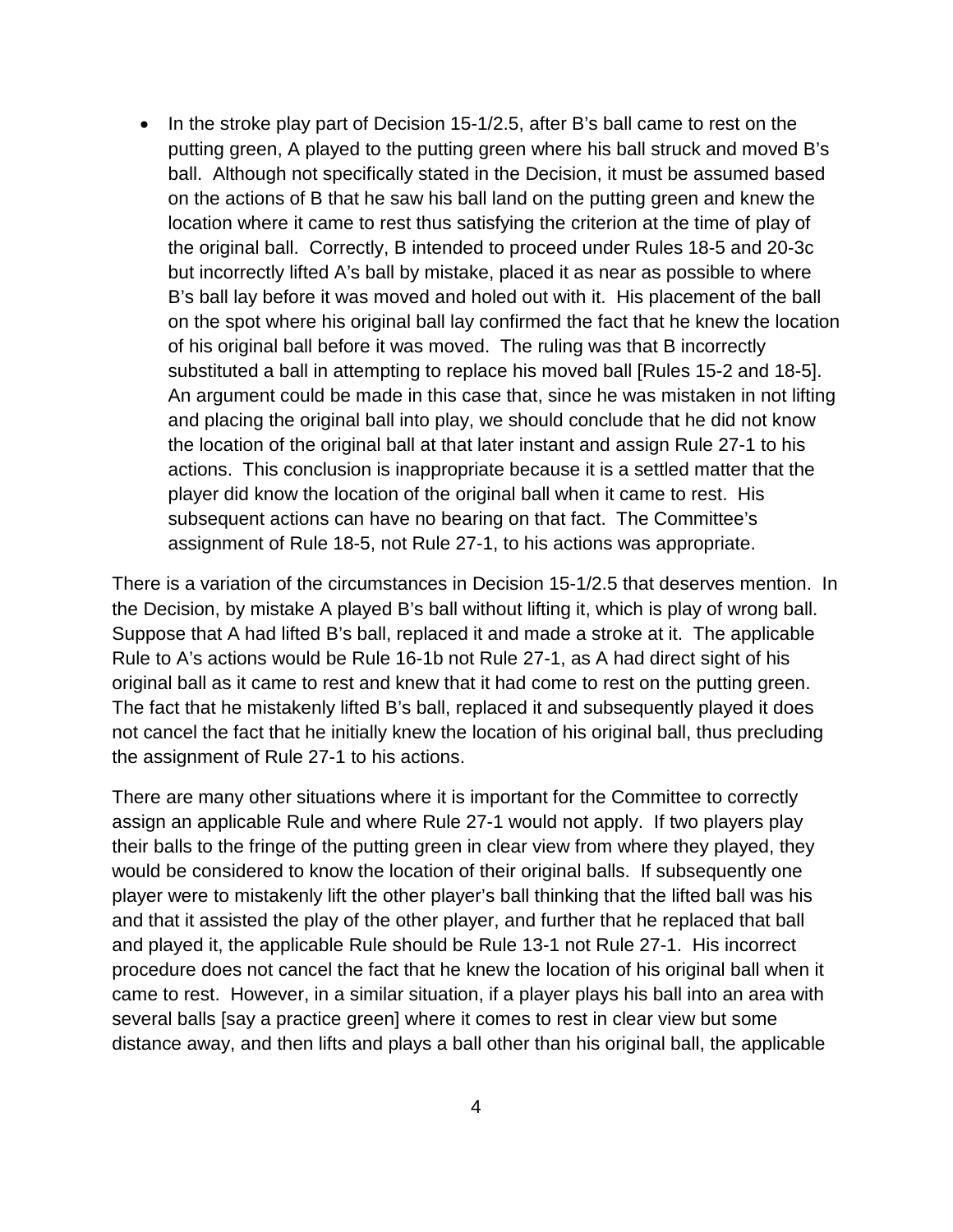- In the stroke play part of Decision 15-1/2.5, after B's ball came to rest on the putting green, A played to the putting green where his ball struck and moved B's ball. Although not specifically stated in the Decision, it must be assumed based on the actions of B that he saw his ball land on the putting green and knew the location where it came to rest thus satisfying the criterion at the time of play of the original ball. Correctly, B intended to proceed under Rules 18-5 and 20-3c but incorrectly lifted A's ball by mistake, placed it as near as possible to where B's ball lay before it was moved and holed out with it. His placement of the ball on the spot where his original ball lay confirmed the fact that he knew the location of his original ball before it was moved. The ruling was that B incorrectly substituted a ball in attempting to replace his moved ball [Rules 15-2 and 18-5]. An argument could be made in this case that, since he was mistaken in not lifting and placing the original ball into play, we should conclude that he did not know the location of the original ball at that later instant and assign Rule 27-1 to his actions. This conclusion is inappropriate because it is a settled matter that the player did know the location of the original ball when it came to rest. His subsequent actions can have no bearing on that fact. The Committee's assignment of Rule 18-5, not Rule 27-1, to his actions was appropriate.

There is a variation of the circumstances in Decision 15-1/2.5 that deserves mention. In the Decision, by mistake A played B's ball without lifting it, which is play of wrong ball. Suppose that A had lifted B's ball, replaced it and made a stroke at it. The applicable Rule to A's actions would be Rule 16-1b not Rule 27-1, as A had direct sight of his original ball as it came to rest and knew that it had come to rest on the putting green. The fact that he mistakenly lifted B's ball, replaced it and subsequently played it does not cancel the fact that he initially knew the location of his original ball, thus precluding the assignment of Rule 27-1 to his actions.

There are many other situations where it is important for the Committee to correctly assign an applicable Rule and where Rule 27-1 would not apply. If two players play their balls to the fringe of the putting green in clear view from where they played, they would be considered to know the location of their original balls. If subsequently one player were to mistakenly lift the other player's ball thinking that the lifted ball was his and that it assisted the play of the other player, and further that he replaced that ball and played it, the applicable Rule should be Rule 13-1 not Rule 27-1. His incorrect procedure does not cancel the fact that he knew the location of his original ball when it came to rest. However, in a similar situation, if a player plays his ball into an area with several balls [say a practice green] where it comes to rest in clear view but some distance away, and then lifts and plays a ball other than his original ball, the applicable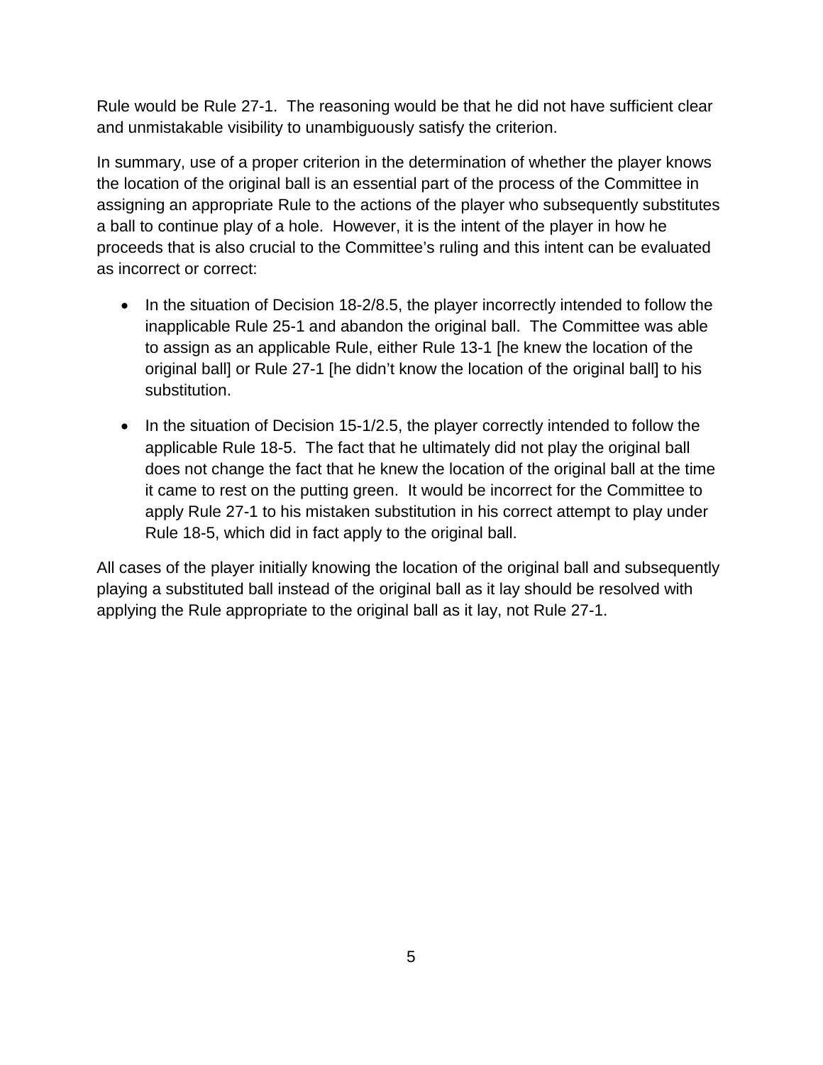Rule would be Rule 27-1. The reasoning would be that he did not have sufficient clear and unmistakable visibility to unambiguously satisfy the criterion.

In summary, use of a proper criterion in the determination of whether the player knows the location of the original ball is an essential part of the process of the Committee in assigning an appropriate Rule to the actions of the player who subsequently substitutes a ball to continue play of a hole. However, it is the intent of the player in how he proceeds that is also crucial to the Committee's ruling and this intent can be evaluated as incorrect or correct:

- In the situation of Decision 18-2/8.5, the player incorrectly intended to follow the inapplicable Rule 25-1 and abandon the original ball. The Committee was able to assign as an applicable Rule, either Rule 13-1 [he knew the location of the original ball] or Rule 27-1 [he didn't know the location of the original ball] to his substitution.
- In the situation of Decision 15-1/2.5, the player correctly intended to follow the applicable Rule 18-5. The fact that he ultimately did not play the original ball does not change the fact that he knew the location of the original ball at the time it came to rest on the putting green. It would be incorrect for the Committee to apply Rule 27-1 to his mistaken substitution in his correct attempt to play under Rule 18-5, which did in fact apply to the original ball.

All cases of the player initially knowing the location of the original ball and subsequently playing a substituted ball instead of the original ball as it lay should be resolved with applying the Rule appropriate to the original ball as it lay, not Rule 27-1.